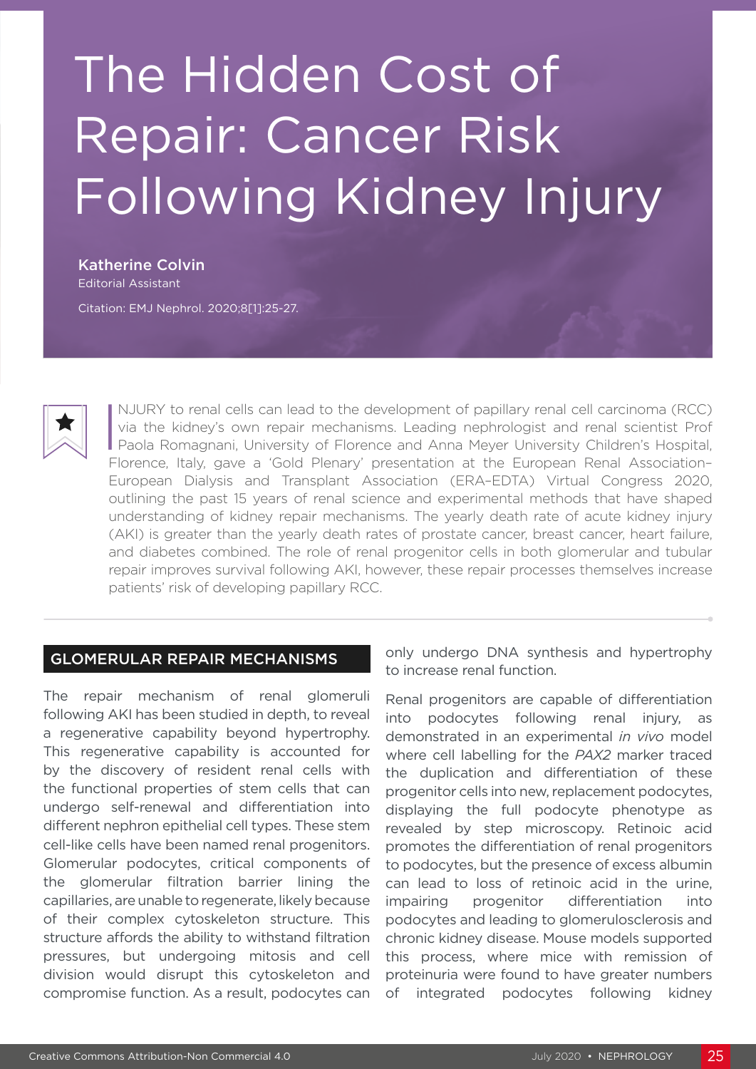# The Hidden Cost of Repair: Cancer Risk Following Kidney Injury

**Katherine Colvin**
Editorial Assistant

Citation: EMJ Nephrol. 2020;8[1]:25-27.

INJURY to renal cells can lead to the development of papillary renal cell carcinoma (RCC) via the kidney's own repair mechanisms. Leading nephrologist and renal scientist Prof Paola Romagnani, University of Florence and Anna Meyer University Children's Hospital, Florence, Italy, gave a 'Gold Plenary' presentation at the European Renal Association–European Dialysis and Transplant Association (ERA-EDTA) Virtual Congress 2020, outlining the past 15 years of renal science and experimental methods that have shaped understanding of kidney repair mechanisms. The yearly death rate of acute kidney injury (AKI) is greater than the yearly death rates of prostate cancer, breast cancer, heart failure, and diabetes combined. The role of renal progenitor cells in both glomerular and tubular repair improves survival following AKI, however, these repair processes themselves increase patients' risk of developing papillary RCC.

## GLOMERULAR REPAIR MECHANISMS

The repair mechanism of renal glomeruli following AKI has been studied in depth, to reveal a regenerative capability beyond hypertrophy. This regenerative capability is accounted for by the discovery of resident renal cells with the functional properties of stem cells that can undergo self-renewal and differentiation into different nephron epithelial cell types. These stem cell-like cells have been named renal progenitors. Glomerular podocytes, critical components of the glomerular filtration barrier lining the capillaries, are unable to regenerate, likely because of their complex cytoskeleton structure. This structure affords the ability to withstand filtration pressures, but undergoing mitosis and cell division would disrupt this cytoskeleton and compromise function. As a result, podocytes can only undergo DNA synthesis and hypertrophy to increase renal function.

Renal progenitors are capable of differentiation into podocytes following renal injury, as demonstrated in an experimental *in vivo* model where cell labelling for the *PAX2* marker traced the duplication and differentiation of these progenitor cells into new, replacement podocytes, displaying the full podocyte phenotype as revealed by step microscopy. Retinoic acid promotes the differentiation of renal progenitors to podocytes, but the presence of excess albumin can lead to loss of retinoic acid in the urine, impairing progenitor differentiation into podocytes and leading to glomerulosclerosis and chronic kidney disease. Mouse models supported this process, where mice with remission of proteinuria were found to have greater numbers of integrated podocytes following kidney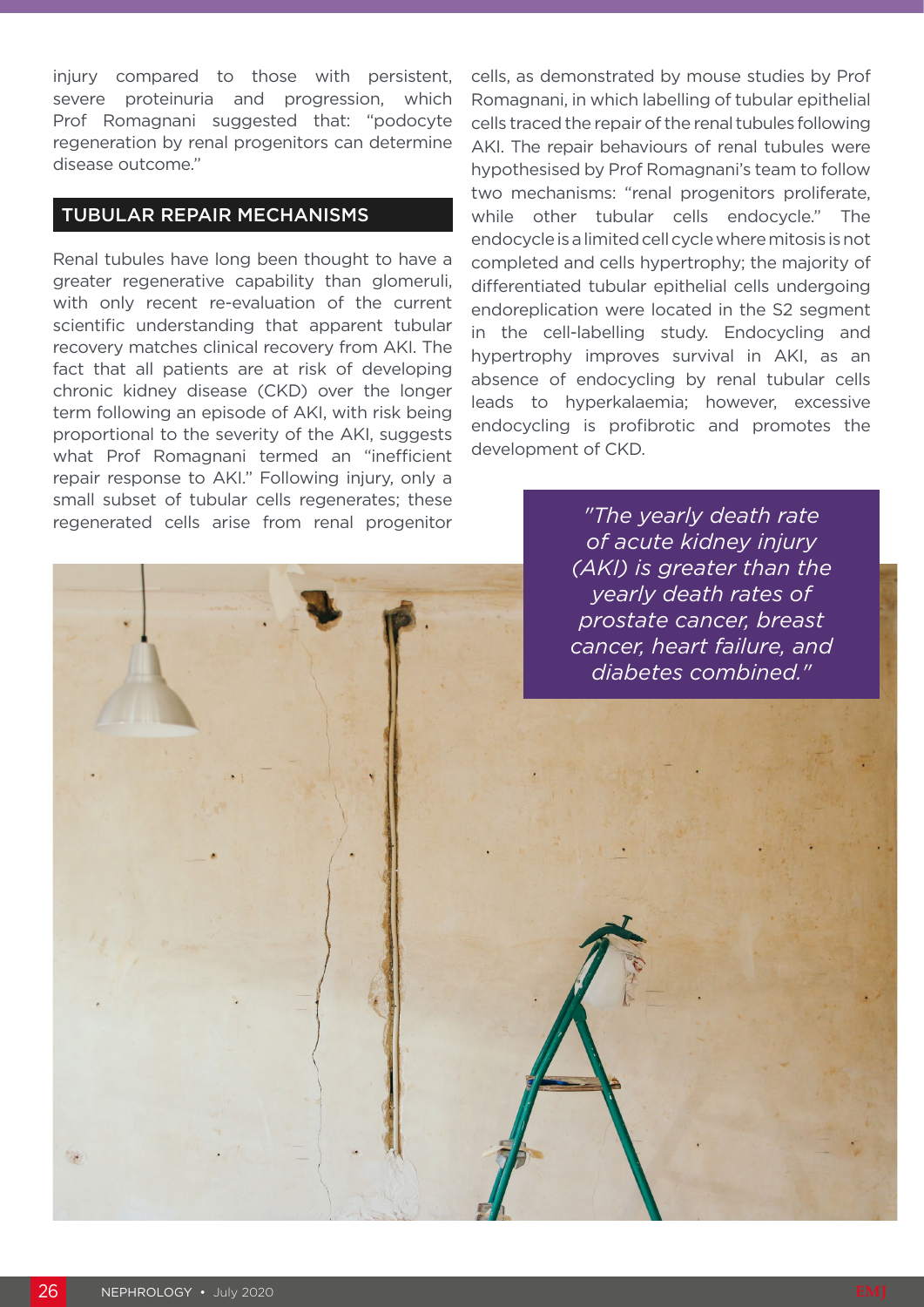injury compared to those with persistent, severe proteinuria and progression, which Prof Romagnani suggested that: "podocyte regeneration by renal progenitors can determine disease outcome."

## TUBULAR REPAIR MECHANISMS

Renal tubules have long been thought to have a greater regenerative capability than glomeruli, with only recent re-evaluation of the current scientific understanding that apparent tubular recovery matches clinical recovery from AKI. The fact that all patients are at risk of developing chronic kidney disease (CKD) over the longer term following an episode of AKI, with risk being proportional to the severity of the AKI, suggests what Prof Romagnani termed an "inefficient repair response to AKI." Following injury, only a small subset of tubular cells regenerates; these regenerated cells arise from renal progenitor cells, as demonstrated by mouse studies by Prof Romagnani, in which labelling of tubular epithelial cells traced the repair of the renal tubules following AKI. The repair behaviours of renal tubules were hypothesised by Prof Romagnani's team to follow two mechanisms: "renal progenitors proliferate, while other tubular cells endocycle." The endocycle is a limited cell cycle where mitosis is not completed and cells hypertrophy; the majority of differentiated tubular epithelial cells undergoing endoreplication were located in the S2 segment in the cell-labelling study. Endocycling and hypertrophy improves survival in AKI, as an absence of endocycling by renal tubular cells leads to hyperkalaemia; however, excessive endocycling is profibrotic and promotes the development of CKD.

*"The yearly death rate of acute kidney injury (AKI) is greater than the yearly death rates of prostate cancer, breast cancer, heart failure, and diabetes combined."*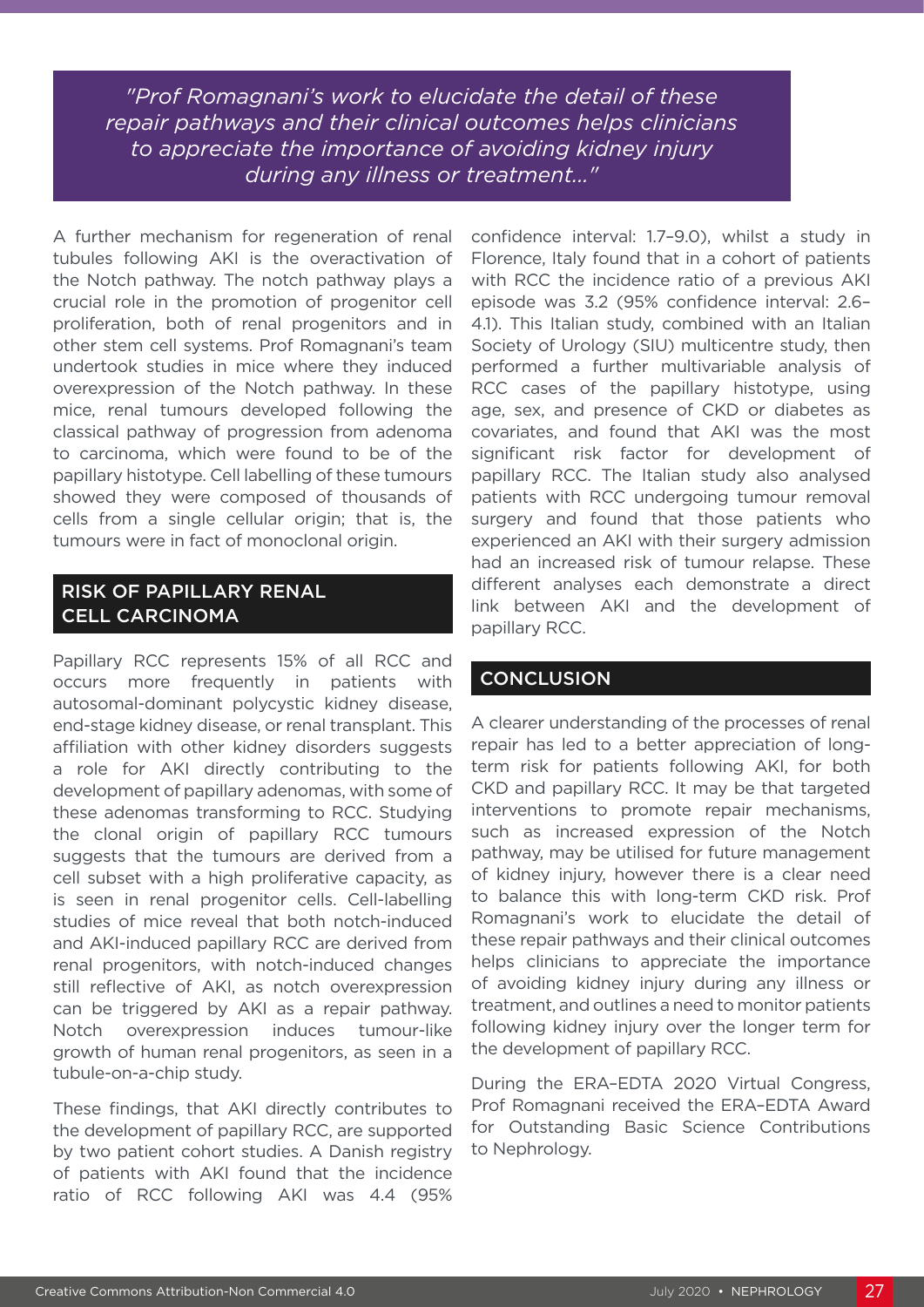> *"Prof Romagnani's work to elucidate the detail of these repair pathways and their clinical outcomes helps clinicians to appreciate the importance of avoiding kidney injury during any illness or treatment..."*

A further mechanism for regeneration of renal tubules following AKI is the overactivation of the Notch pathway. The notch pathway plays a crucial role in the promotion of progenitor cell proliferation, both of renal progenitors and in other stem cell systems. Prof Romagnani's team undertook studies in mice where they induced overexpression of the Notch pathway. In these mice, renal tumours developed following the classical pathway of progression from adenoma to carcinoma, which were found to be of the papillary histotype. Cell labelling of these tumours showed they were composed of thousands of cells from a single cellular origin; that is, the tumours were in fact of monoclonal origin.

## RISK OF PAPILLARY RENAL CELL CARCINOMA

Papillary RCC represents 15% of all RCC and occurs more frequently in patients with autosomal-dominant polycystic kidney disease, end-stage kidney disease, or renal transplant. This affiliation with other kidney disorders suggests a role for AKI directly contributing to the development of papillary adenomas, with some of these adenomas transforming to RCC. Studying the clonal origin of papillary RCC tumours suggests that the tumours are derived from a cell subset with a high proliferative capacity, as is seen in renal progenitor cells. Cell-labelling studies of mice reveal that both notch-induced and AKI-induced papillary RCC are derived from renal progenitors, with notch-induced changes still reflective of AKI, as notch overexpression can be triggered by AKI as a repair pathway. Notch overexpression induces tumour-like growth of human renal progenitors, as seen in a tubule-on-a-chip study.

These findings, that AKI directly contributes to the development of papillary RCC, are supported by two patient cohort studies. A Danish registry of patients with AKI found that the incidence ratio of RCC following AKI was 4.4 (95% confidence interval: 1.7–9.0), whilst a study in Florence, Italy found that in a cohort of patients with RCC the incidence ratio of a previous AKI episode was 3.2 (95% confidence interval: 2.6–4.1). This Italian study, combined with an Italian Society of Urology (SIU) multicentre study, then performed a further multivariable analysis of RCC cases of the papillary histotype, using age, sex, and presence of CKD or diabetes as covariates, and found that AKI was the most significant risk factor for development of papillary RCC. The Italian study also analysed patients with RCC undergoing tumour removal surgery and found that those patients who experienced an AKI with their surgery admission had an increased risk of tumour relapse. These different analyses each demonstrate a direct link between AKI and the development of papillary RCC.

## CONCLUSION

A clearer understanding of the processes of renal repair has led to a better appreciation of long-term risk for patients following AKI, for both CKD and papillary RCC. It may be that targeted interventions to promote repair mechanisms, such as increased expression of the Notch pathway, may be utilised for future management of kidney injury, however there is a clear need to balance this with long-term CKD risk. Prof Romagnani's work to elucidate the detail of these repair pathways and their clinical outcomes helps clinicians to appreciate the importance of avoiding kidney injury during any illness or treatment, and outlines a need to monitor patients following kidney injury over the longer term for the development of papillary RCC.

During the ERA–EDTA 2020 Virtual Congress, Prof Romagnani received the ERA–EDTA Award for Outstanding Basic Science Contributions to Nephrology.